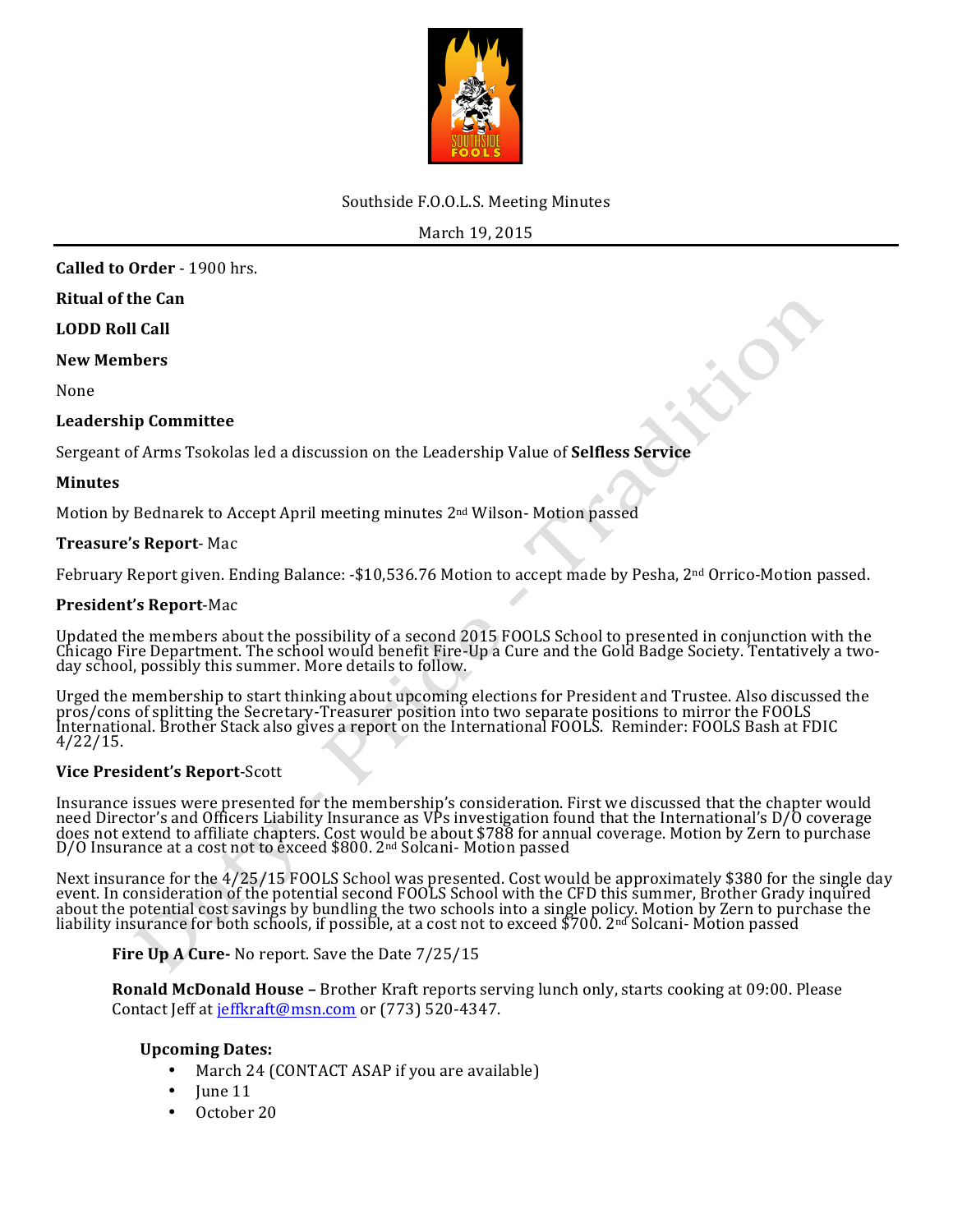Southside F.O.O.L.S. Meeting Minutes

March 19, 2015

**Called to Order** - 1900 hrs.

**Ritual of the Can**

**LODD Roll Call**

**New Members**

None

**Leadership Committee**

Sergeant of Arms Tsokolas led a discussion on the Leadership Value of **Selfless Service**

**Minutes**

Motion by Bednarek to Accept April meeting minutes 2nd Wilson- Motion passed

**Treasure's Report**- Mac

February Report given. Ending Balance: -$10,536.76 Motion to accept made by Pesha, 2nd Orrico-Motion passed.

**President's Report**-Mac

Updated the members about the possibility of a second 2015 FOOLS School to presented in conjunction with the Chicago Fire Department. The school would benefit Fire-Up a Cure and the Gold Badge Society. Tentatively a two-day school, possibly this summer. More details to follow.

Urged the membership to start thinking about upcoming elections for President and Trustee. Also discussed the pros/cons of splitting the Secretary-Treasurer position into two separate positions to mirror the FOOLS International. Brother Stack also gives a report on the International FOOLS. Reminder: FOOLS Bash at FDIC 4/22/15.

**Vice President's Report**-Scott

Insurance issues were presented for the membership's consideration. First we discussed that the chapter would need Director's and Officers Liability Insurance as VPs investigation found that the International's D/O coverage does not extend to affiliate chapters. Cost would be about $788 for annual coverage. Motion by Zern to purchase D/O Insurance at a cost not to exceed $800. 2nd Solcani- Motion passed

Next insurance for the 4/25/15 FOOLS School was presented. Cost would be approximately $380 for the single day event. In consideration of the potential second FOOLS School with the CFD this summer, Brother Grady inquired about the potential cost savings by bundling the two schools into a single policy. Motion by Zern to purchase the liability insurance for both schools, if possible, at a cost not to exceed $700. 2nd Solcani- Motion passed

**Fire Up A Cure-** No report. Save the Date 7/25/15

**Ronald McDonald House –** Brother Kraft reports serving lunch only, starts cooking at 09:00. Please Contact Jeff at jeffkraft@msn.com or (773) 520-4347.

**Upcoming Dates:**

- March 24 (CONTACT ASAP if you are available)
- June 11
- October 20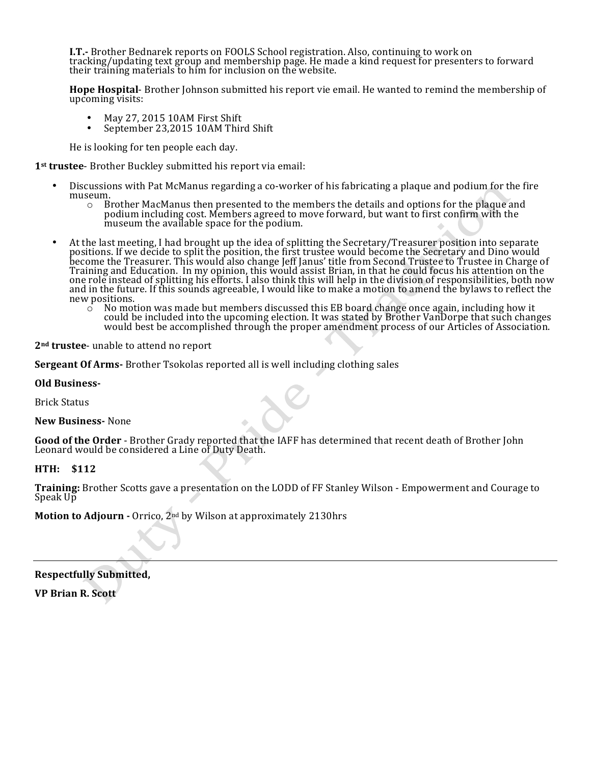**I.T.-** Brother Bednarek reports on FOOLS School registration. Also, continuing to work on tracking/updating text group and membership page. He made a kind request for presenters to forward their training materials to him for inclusion on the website.

**Hope Hospital**- Brother Johnson submitted his report vie email. He wanted to remind the membership of upcoming visits:

- May 27, 2015 10AM First Shift
- September 23,2015 10AM Third Shift

He is looking for ten people each day.

**1st trustee**- Brother Buckley submitted his report via email:

- Discussions with Pat McManus regarding a co-worker of his fabricating a plaque and podium for the fire museum.
  - Brother MacManus then presented to the members the details and options for the plaque and podium including cost. Members agreed to move forward, but want to first confirm with the museum the available space for the podium.
- At the last meeting, I had brought up the idea of splitting the Secretary/Treasurer position into separate positions. If we decide to split the position, the first trustee would become the Secretary and Dino would become the Treasurer. This would also change Jeff Janus' title from Second Trustee to Trustee in Charge of Training and Education. In my opinion, this would assist Brian, in that he could focus his attention on the one role instead of splitting his efforts. I also think this will help in the division of responsibilities, both now and in the future. If this sounds agreeable, I would like to make a motion to amend the bylaws to reflect the new positions.
  - No motion was made but members discussed this EB board change once again, including how it could be included into the upcoming election. It was stated by Brother VanDorpe that such changes would best be accomplished through the proper amendment process of our Articles of Association.

**2nd trustee**- unable to attend no report

**Sergeant Of Arms-** Brother Tsokolas reported all is well including clothing sales

**Old Business-**

Brick Status

**New Business-** None

**Good of the Order** - Brother Grady reported that the IAFF has determined that recent death of Brother John Leonard would be considered a Line of Duty Death.

**HTH: $112**

**Training:** Brother Scotts gave a presentation on the LODD of FF Stanley Wilson - Empowerment and Courage to Speak Up

**Motion to Adjourn -** Orrico, 2nd by Wilson at approximately 2130hrs

---

**Respectfully Submitted,**

**VP Brian R. Scott**